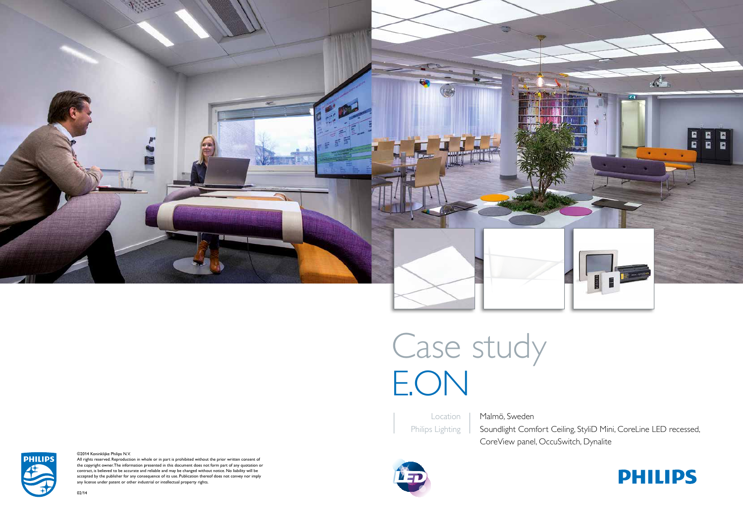# Case study

# E.ON

| | |
|---|---|
| Location | Malmö, Sweden |
| Philips Lighting | Soundlight Comfort Ceiling, StyliD Mini, CoreLine LED recessed, CoreView panel, OccuSwitch, Dynalite |

©2014 Koninklijke Philips N.V.
All rights reserved. Reproduction in whole or in part is prohibited without the prior written consent of the copyright owner. The information presented in this document does not form part of any quotation or contract, is believed to be accurate and reliable and may be changed without notice. No liability will be accepted by the publisher for any consequence of its use. Publication thereof does not convey nor imply any license under patent or other industrial or intellectual property rights.

02/14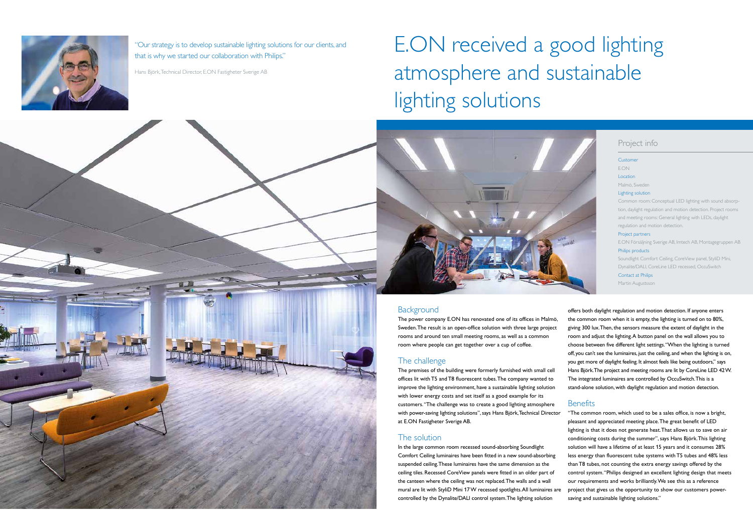"Our strategy is to develop sustainable lighting solutions for our clients, and that is why we started our collaboration with Philips."

Hans Björk, Technical Director, E.ON Fastigheter Sverige AB

# E.ON received a good lighting atmosphere and sustainable lighting solutions

## Project info

**Customer**
E.ON

**Location**
Malmö, Sweden

**Lighting solution**
Common room: Conceptual LED lighting with sound absorption, daylight regulation and motion detection. Project rooms and meeting rooms: General lighting with LEDs, daylight regulation and motion detection.

**Project partners**
E.ON Försäljning Sverige AB, Imtech AB, Montagegruppen AB

**Philips products**
Soundlight Comfort Ceiling, CoreView panel, StyliD Mini, Dynalite/DALI, CoreLine LED recessed, OccuSwitch

**Contact at Philips**
Martin Augustsson

## Background

The power company E.ON has renovated one of its offices in Malmö, Sweden. The result is an open-office solution with three large project rooms and around ten small meeting rooms, as well as a common room where people can get together over a cup of coffee.

## The challenge

The premises of the building were formerly furnished with small cell offices lit with T5 and T8 fluorescent tubes. The company wanted to improve the lighting environment, have a sustainable lighting solution with lower energy costs and set itself as a good example for its customers. "The challenge was to create a good lighting atmosphere with power-saving lighting solutions", says Hans Björk, Technical Director at E.ON Fastigheter Sverige AB.

## The solution

In the large common room recessed sound-absorbing Soundlight Comfort Ceiling luminaires have been fitted in a new sound-absorbing suspended ceiling. These luminaires have the same dimension as the ceiling tiles. Recessed CoreView panels were fitted in an older part of the canteen where the ceiling was not replaced. The walls and a wall mural are lit with StyliD Mini 17 W recessed spotlights. All luminaires are controlled by the Dynalite/DALI control system. The lighting solution offers both daylight regulation and motion detection. If anyone enters the common room when it is empty, the lighting is turned on to 80%, giving 300 lux. Then, the sensors measure the extent of daylight in the room and adjust the lighting. A button panel on the wall allows you to choose between five different light settings. "When the lighting is turned off, you can't see the luminaires, just the ceiling, and when the lighting is on, you get more of daylight feeling. It almost feels like being outdoors," says Hans Björk. The project and meeting rooms are lit by CoreLine LED 42 W. The integrated luminaires are controlled by OccuSwitch. This is a stand-alone solution, with daylight regulation and motion detection.

## Benefits

"The common room, which used to be a sales office, is now a bright, pleasant and appreciated meeting place. The great benefit of LED lighting is that it does not generate heat. That allows us to save on air conditioning costs during the summer", says Hans Björk. This lighting solution will have a lifetime of at least 15 years and it consumes 28% less energy than fluorescent tube systems with T5 tubes and 48% less than T8 tubes, not counting the extra energy savings offered by the control system. "Philips designed an excellent lighting design that meets our requirements and works brilliantly. We see this as a reference project that gives us the opportunity to show our customers power-saving and sustainable lighting solutions."